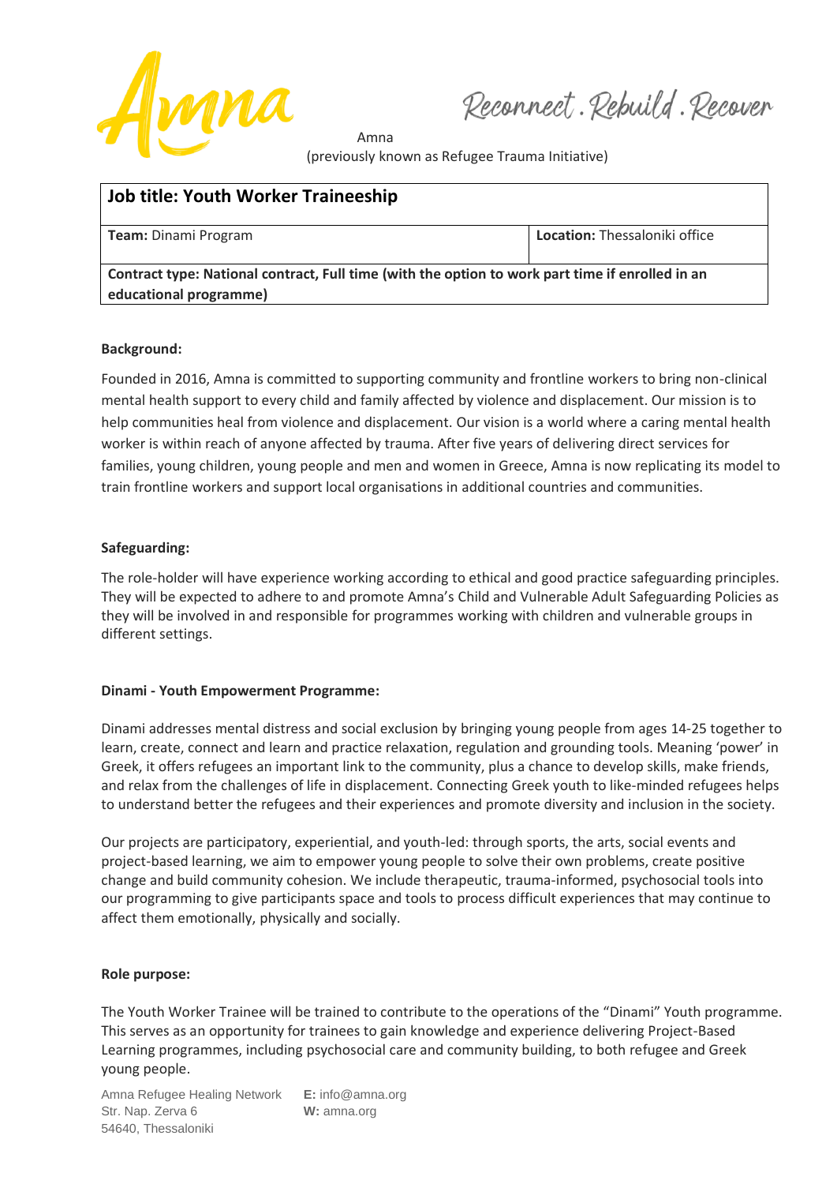Reconnect . Rebuild . Recover

Amna
(previously known as Refugee Trauma Initiative)

| **Job title: Youth Worker Traineeship** | |
|---|---|
| **Team:** Dinami Program | **Location:** Thessaloniki office |
| **Contract type: National contract, Full time (with the option to work part time if enrolled in an educational programme)** | |

**Background:**

Founded in 2016, Amna is committed to supporting community and frontline workers to bring non-clinical mental health support to every child and family affected by violence and displacement. Our mission is to help communities heal from violence and displacement. Our vision is a world where a caring mental health worker is within reach of anyone affected by trauma. After five years of delivering direct services for families, young children, young people and men and women in Greece, Amna is now replicating its model to train frontline workers and support local organisations in additional countries and communities.

**Safeguarding:**

The role-holder will have experience working according to ethical and good practice safeguarding principles. They will be expected to adhere to and promote Amna's Child and Vulnerable Adult Safeguarding Policies as they will be involved in and responsible for programmes working with children and vulnerable groups in different settings.

**Dinami - Youth Empowerment Programme:**

Dinami addresses mental distress and social exclusion by bringing young people from ages 14-25 together to learn, create, connect and learn and practice relaxation, regulation and grounding tools. Meaning 'power' in Greek, it offers refugees an important link to the community, plus a chance to develop skills, make friends, and relax from the challenges of life in displacement. Connecting Greek youth to like-minded refugees helps to understand better the refugees and their experiences and promote diversity and inclusion in the society.

Our projects are participatory, experiential, and youth-led: through sports, the arts, social events and project-based learning, we aim to empower young people to solve their own problems, create positive change and build community cohesion. We include therapeutic, trauma-informed, psychosocial tools into our programming to give participants space and tools to process difficult experiences that may continue to affect them emotionally, physically and socially.

**Role purpose:**

The Youth Worker Trainee will be trained to contribute to the operations of the "Dinami" Youth programme. This serves as an opportunity for trainees to gain knowledge and experience delivering Project-Based Learning programmes, including psychosocial care and community building, to both refugee and Greek young people.

Amna Refugee Healing Network
Str. Nap. Zerva 6
54640, Thessaloniki

**E:** info@amna.org
**W:** amna.org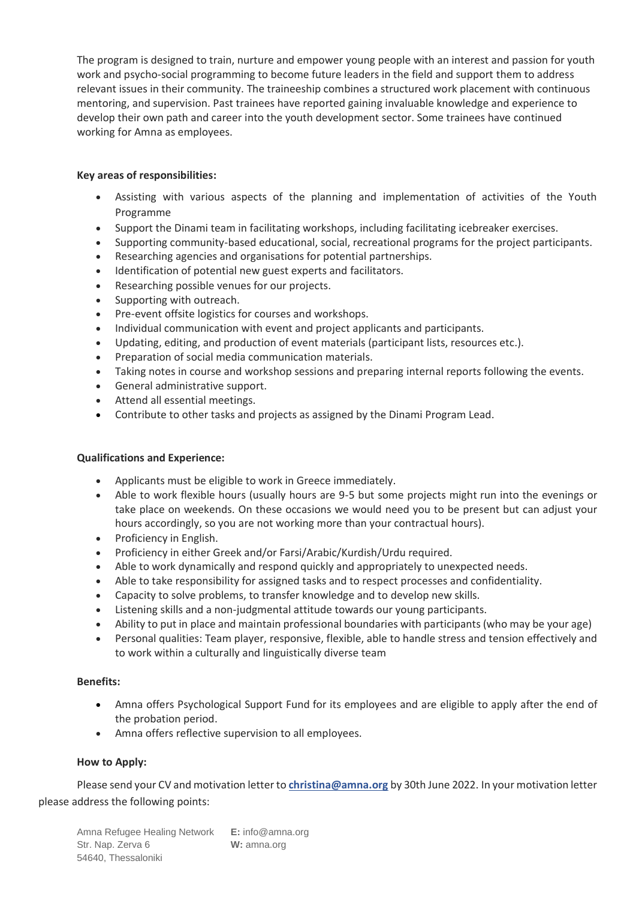The program is designed to train, nurture and empower young people with an interest and passion for youth work and psycho-social programming to become future leaders in the field and support them to address relevant issues in their community. The traineeship combines a structured work placement with continuous mentoring, and supervision. Past trainees have reported gaining invaluable knowledge and experience to develop their own path and career into the youth development sector. Some trainees have continued working for Amna as employees.

**Key areas of responsibilities:**

- Assisting with various aspects of the planning and implementation of activities of the Youth Programme
- Support the Dinami team in facilitating workshops, including facilitating icebreaker exercises.
- Supporting community-based educational, social, recreational programs for the project participants.
- Researching agencies and organisations for potential partnerships.
- Identification of potential new guest experts and facilitators.
- Researching possible venues for our projects.
- Supporting with outreach.
- Pre-event offsite logistics for courses and workshops.
- Individual communication with event and project applicants and participants.
- Updating, editing, and production of event materials (participant lists, resources etc.).
- Preparation of social media communication materials.
- Taking notes in course and workshop sessions and preparing internal reports following the events.
- General administrative support.
- Attend all essential meetings.
- Contribute to other tasks and projects as assigned by the Dinami Program Lead.

**Qualifications and Experience:**

- Applicants must be eligible to work in Greece immediately.
- Able to work flexible hours (usually hours are 9-5 but some projects might run into the evenings or take place on weekends. On these occasions we would need you to be present but can adjust your hours accordingly, so you are not working more than your contractual hours).
- Proficiency in English.
- Proficiency in either Greek and/or Farsi/Arabic/Kurdish/Urdu required.
- Able to work dynamically and respond quickly and appropriately to unexpected needs.
- Able to take responsibility for assigned tasks and to respect processes and confidentiality.
- Capacity to solve problems, to transfer knowledge and to develop new skills.
- Listening skills and a non-judgmental attitude towards our young participants.
- Ability to put in place and maintain professional boundaries with participants (who may be your age)
- Personal qualities: Team player, responsive, flexible, able to handle stress and tension effectively and to work within a culturally and linguistically diverse team

**Benefits:**

- Amna offers Psychological Support Fund for its employees and are eligible to apply after the end of the probation period.
- Amna offers reflective supervision to all employees.

**How to Apply:**

Please send your CV and motivation letter to **christina@amna.org** by 30th June 2022. In your motivation letter please address the following points:

Amna Refugee Healing Network
Str. Nap. Zerva 6
54640, Thessaloniki

**E:** info@amna.org
**W:** amna.org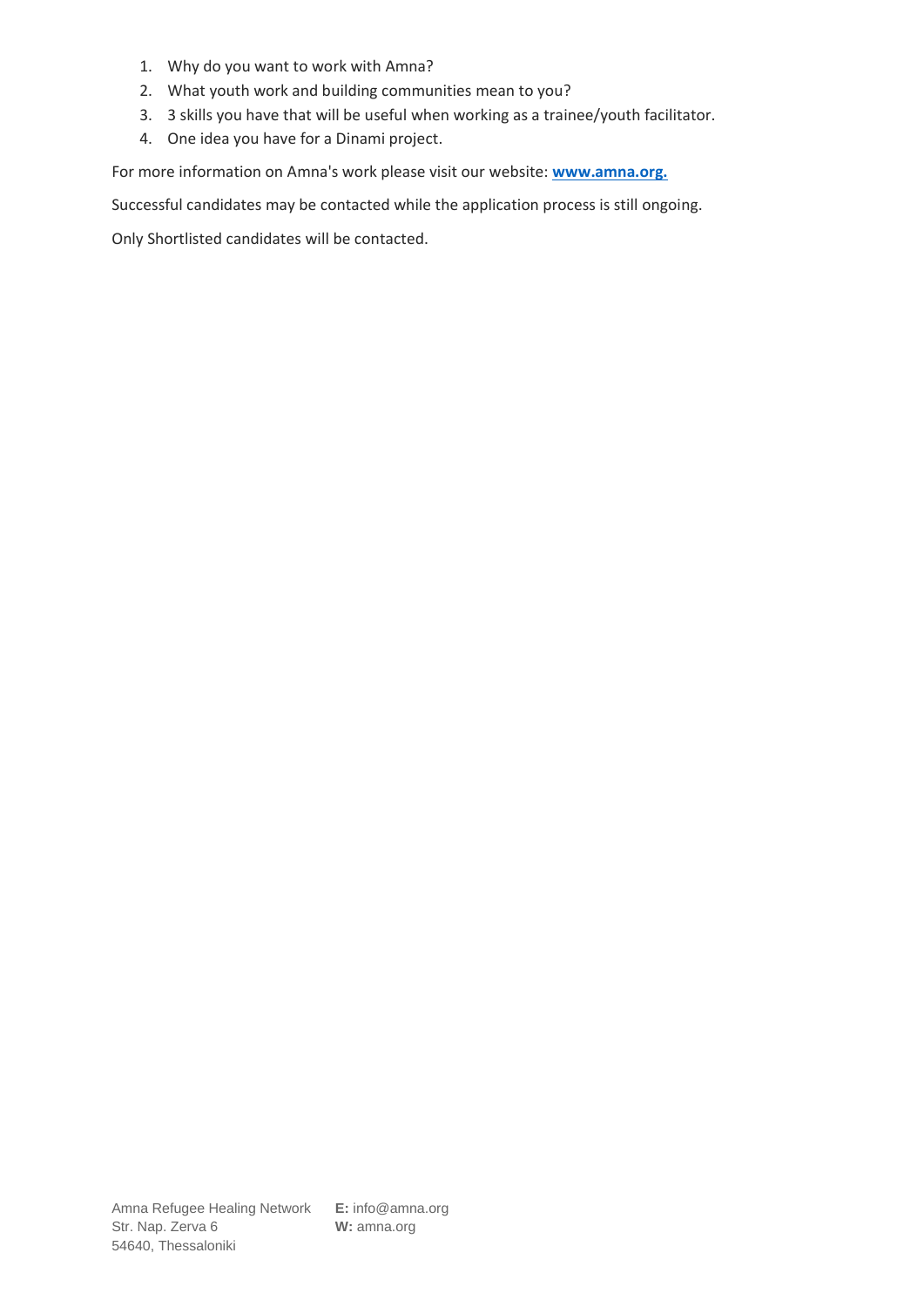1. Why do you want to work with Amna?
2. What youth work and building communities mean to you?
3. 3 skills you have that will be useful when working as a trainee/youth facilitator.
4. One idea you have for a Dinami project.

For more information on Amna's work please visit our website: **[www.amna.org.](http://www.amna.org)**

Successful candidates may be contacted while the application process is still ongoing.

Only Shortlisted candidates will be contacted.

Amna Refugee Healing Network
Str. Nap. Zerva 6
54640, Thessaloniki

**E:** info@amna.org
**W:** amna.org